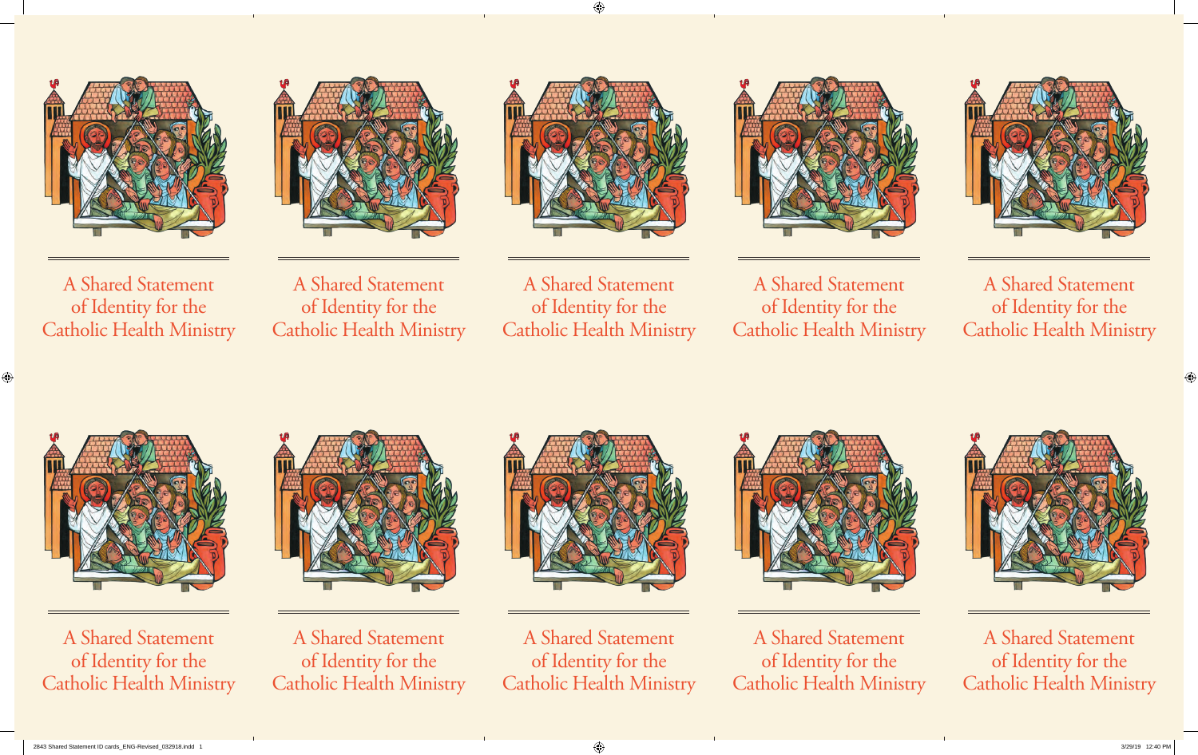A Shared Statement of Identity for the Catholic Health Ministry

A Shared Statement of Identity for the Catholic Health Ministry

A Shared Statement of Identity for the Catholic Health Ministry

A Shared Statement of Identity for the Catholic Health Ministry

A Shared Statement of Identity for the Catholic Health Ministry

A Shared Statement of Identity for the Catholic Health Ministry

A Shared Statement of Identity for the Catholic Health Ministry

A Shared Statement of Identity for the Catholic Health Ministry

A Shared Statement of Identity for the Catholic Health Ministry

A Shared Statement of Identity for the Catholic Health Ministry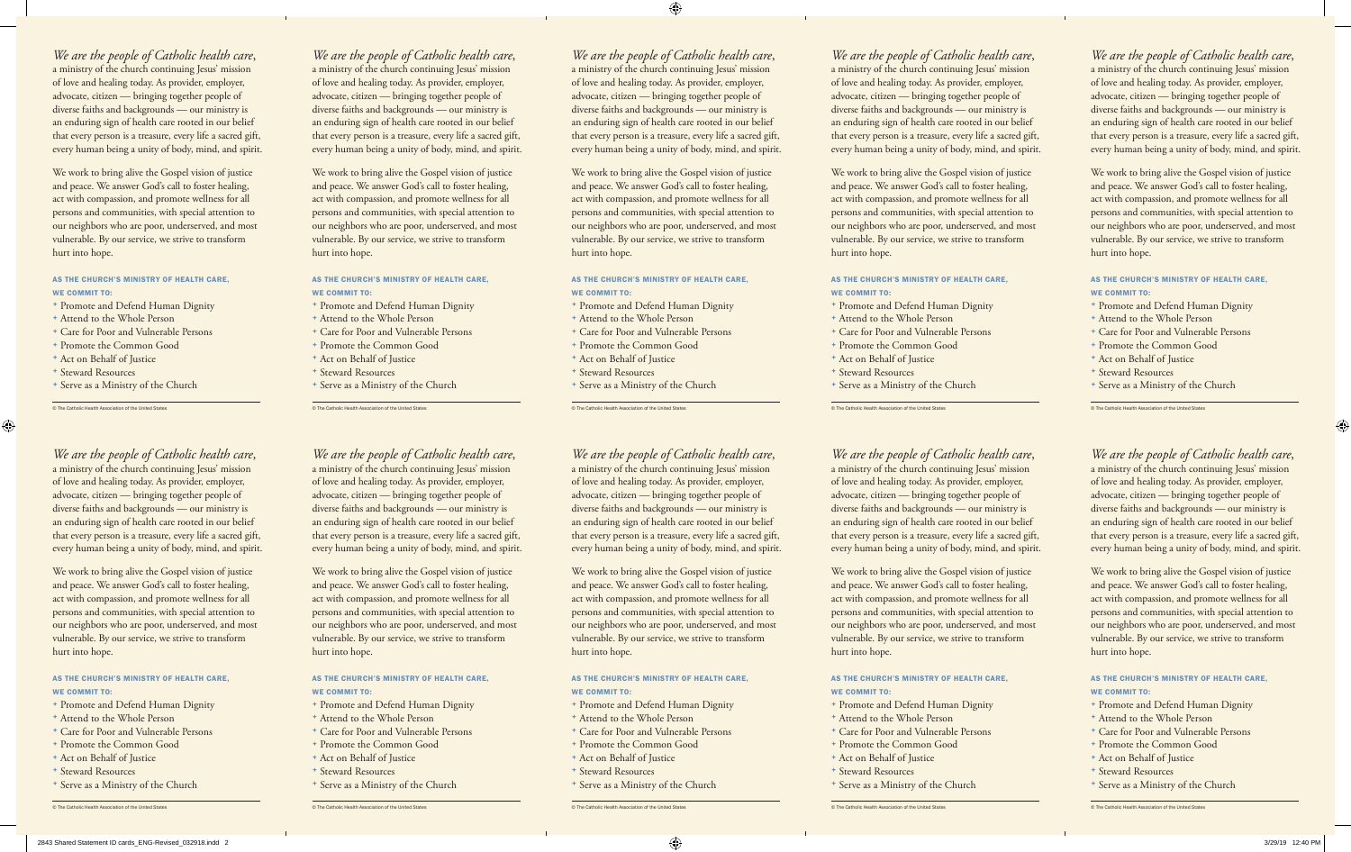*We are the people of Catholic health care,* a ministry of the church continuing Jesus' mission of love and healing today. As provider, employer, advocate, citizen — bringing together people of diverse faiths and backgrounds — our ministry is an enduring sign of health care rooted in our belief that every person is a treasure, every life a sacred gift, every human being a unity of body, mind, and spirit.

We work to bring alive the Gospel vision of justice and peace. We answer God's call to foster healing, act with compassion, and promote wellness for all persons and communities, with special attention to our neighbors who are poor, underserved, and most vulnerable. By our service, we strive to transform hurt into hope.

**AS THE CHURCH'S MINISTRY OF HEALTH CARE, WE COMMIT TO:**

- Promote and Defend Human Dignity
- Attend to the Whole Person
- Care for Poor and Vulnerable Persons
- Promote the Common Good
- Act on Behalf of Justice
- Steward Resources
- Serve as a Ministry of the Church

© The Catholic Health Association of the United States

---

*We are the people of Catholic health care,* a ministry of the church continuing Jesus' mission of love and healing today. As provider, employer, advocate, citizen — bringing together people of diverse faiths and backgrounds — our ministry is an enduring sign of health care rooted in our belief that every person is a treasure, every life a sacred gift, every human being a unity of body, mind, and spirit.

We work to bring alive the Gospel vision of justice and peace. We answer God's call to foster healing, act with compassion, and promote wellness for all persons and communities, with special attention to our neighbors who are poor, underserved, and most vulnerable. By our service, we strive to transform hurt into hope.

**AS THE CHURCH'S MINISTRY OF HEALTH CARE, WE COMMIT TO:**

- Promote and Defend Human Dignity
- Attend to the Whole Person
- Care for Poor and Vulnerable Persons
- Promote the Common Good
- Act on Behalf of Justice
- Steward Resources
- Serve as a Ministry of the Church

© The Catholic Health Association of the United States

---

*We are the people of Catholic health care,* a ministry of the church continuing Jesus' mission of love and healing today. As provider, employer, advocate, citizen — bringing together people of diverse faiths and backgrounds — our ministry is an enduring sign of health care rooted in our belief that every person is a treasure, every life a sacred gift, every human being a unity of body, mind, and spirit.

We work to bring alive the Gospel vision of justice and peace. We answer God's call to foster healing, act with compassion, and promote wellness for all persons and communities, with special attention to our neighbors who are poor, underserved, and most vulnerable. By our service, we strive to transform hurt into hope.

**AS THE CHURCH'S MINISTRY OF HEALTH CARE, WE COMMIT TO:**

- Promote and Defend Human Dignity
- Attend to the Whole Person
- Care for Poor and Vulnerable Persons
- Promote the Common Good
- Act on Behalf of Justice
- Steward Resources
- Serve as a Ministry of the Church

© The Catholic Health Association of the United States

---

*We are the people of Catholic health care,* a ministry of the church continuing Jesus' mission of love and healing today. As provider, employer, advocate, citizen — bringing together people of diverse faiths and backgrounds — our ministry is an enduring sign of health care rooted in our belief that every person is a treasure, every life a sacred gift, every human being a unity of body, mind, and spirit.

We work to bring alive the Gospel vision of justice and peace. We answer God's call to foster healing, act with compassion, and promote wellness for all persons and communities, with special attention to our neighbors who are poor, underserved, and most vulnerable. By our service, we strive to transform hurt into hope.

**AS THE CHURCH'S MINISTRY OF HEALTH CARE, WE COMMIT TO:**

- Promote and Defend Human Dignity
- Attend to the Whole Person
- Care for Poor and Vulnerable Persons
- Promote the Common Good
- Act on Behalf of Justice
- Steward Resources
- Serve as a Ministry of the Church

© The Catholic Health Association of the United States

---

*We are the people of Catholic health care,* a ministry of the church continuing Jesus' mission of love and healing today. As provider, employer, advocate, citizen — bringing together people of diverse faiths and backgrounds — our ministry is an enduring sign of health care rooted in our belief that every person is a treasure, every life a sacred gift, every human being a unity of body, mind, and spirit.

We work to bring alive the Gospel vision of justice and peace. We answer God's call to foster healing, act with compassion, and promote wellness for all persons and communities, with special attention to our neighbors who are poor, underserved, and most vulnerable. By our service, we strive to transform hurt into hope.

**AS THE CHURCH'S MINISTRY OF HEALTH CARE, WE COMMIT TO:**

- Promote and Defend Human Dignity
- Attend to the Whole Person
- Care for Poor and Vulnerable Persons
- Promote the Common Good
- Act on Behalf of Justice
- Steward Resources
- Serve as a Ministry of the Church

© The Catholic Health Association of the United States

---

*We are the people of Catholic health care,* a ministry of the church continuing Jesus' mission of love and healing today. As provider, employer, advocate, citizen — bringing together people of diverse faiths and backgrounds — our ministry is an enduring sign of health care rooted in our belief that every person is a treasure, every life a sacred gift, every human being a unity of body, mind, and spirit.

We work to bring alive the Gospel vision of justice and peace. We answer God's call to foster healing, act with compassion, and promote wellness for all persons and communities, with special attention to our neighbors who are poor, underserved, and most vulnerable. By our service, we strive to transform hurt into hope.

**AS THE CHURCH'S MINISTRY OF HEALTH CARE, WE COMMIT TO:**

- Promote and Defend Human Dignity
- Attend to the Whole Person
- Care for Poor and Vulnerable Persons
- Promote the Common Good
- Act on Behalf of Justice
- Steward Resources
- Serve as a Ministry of the Church

© The Catholic Health Association of the United States

---

*We are the people of Catholic health care,* a ministry of the church continuing Jesus' mission of love and healing today. As provider, employer, advocate, citizen — bringing together people of diverse faiths and backgrounds — our ministry is an enduring sign of health care rooted in our belief that every person is a treasure, every life a sacred gift, every human being a unity of body, mind, and spirit.

We work to bring alive the Gospel vision of justice and peace. We answer God's call to foster healing, act with compassion, and promote wellness for all persons and communities, with special attention to our neighbors who are poor, underserved, and most vulnerable. By our service, we strive to transform hurt into hope.

**AS THE CHURCH'S MINISTRY OF HEALTH CARE, WE COMMIT TO:**

- Promote and Defend Human Dignity
- Attend to the Whole Person
- Care for Poor and Vulnerable Persons
- Promote the Common Good
- Act on Behalf of Justice
- Steward Resources
- Serve as a Ministry of the Church

© The Catholic Health Association of the United States

---

*We are the people of Catholic health care,* a ministry of the church continuing Jesus' mission of love and healing today. As provider, employer, advocate, citizen — bringing together people of diverse faiths and backgrounds — our ministry is an enduring sign of health care rooted in our belief that every person is a treasure, every life a sacred gift, every human being a unity of body, mind, and spirit.

We work to bring alive the Gospel vision of justice and peace. We answer God's call to foster healing, act with compassion, and promote wellness for all persons and communities, with special attention to our neighbors who are poor, underserved, and most vulnerable. By our service, we strive to transform hurt into hope.

**AS THE CHURCH'S MINISTRY OF HEALTH CARE, WE COMMIT TO:**

- Promote and Defend Human Dignity
- Attend to the Whole Person
- Care for Poor and Vulnerable Persons
- Promote the Common Good
- Act on Behalf of Justice
- Steward Resources
- Serve as a Ministry of the Church

© The Catholic Health Association of the United States

---

*We are the people of Catholic health care,* a ministry of the church continuing Jesus' mission of love and healing today. As provider, employer, advocate, citizen — bringing together people of diverse faiths and backgrounds — our ministry is an enduring sign of health care rooted in our belief that every person is a treasure, every life a sacred gift, every human being a unity of body, mind, and spirit.

We work to bring alive the Gospel vision of justice and peace. We answer God's call to foster healing, act with compassion, and promote wellness for all persons and communities, with special attention to our neighbors who are poor, underserved, and most vulnerable. By our service, we strive to transform hurt into hope.

**AS THE CHURCH'S MINISTRY OF HEALTH CARE, WE COMMIT TO:**

- Promote and Defend Human Dignity
- Attend to the Whole Person
- Care for Poor and Vulnerable Persons
- Promote the Common Good
- Act on Behalf of Justice
- Steward Resources
- Serve as a Ministry of the Church

© The Catholic Health Association of the United States

---

*We are the people of Catholic health care,* a ministry of the church continuing Jesus' mission of love and healing today. As provider, employer, advocate, citizen — bringing together people of diverse faiths and backgrounds — our ministry is an enduring sign of health care rooted in our belief that every person is a treasure, every life a sacred gift, every human being a unity of body, mind, and spirit.

We work to bring alive the Gospel vision of justice and peace. We answer God's call to foster healing, act with compassion, and promote wellness for all persons and communities, with special attention to our neighbors who are poor, underserved, and most vulnerable. By our service, we strive to transform hurt into hope.

**AS THE CHURCH'S MINISTRY OF HEALTH CARE, WE COMMIT TO:**

- Promote and Defend Human Dignity
- Attend to the Whole Person
- Care for Poor and Vulnerable Persons
- Promote the Common Good
- Act on Behalf of Justice
- Steward Resources
- Serve as a Ministry of the Church

© The Catholic Health Association of the United States